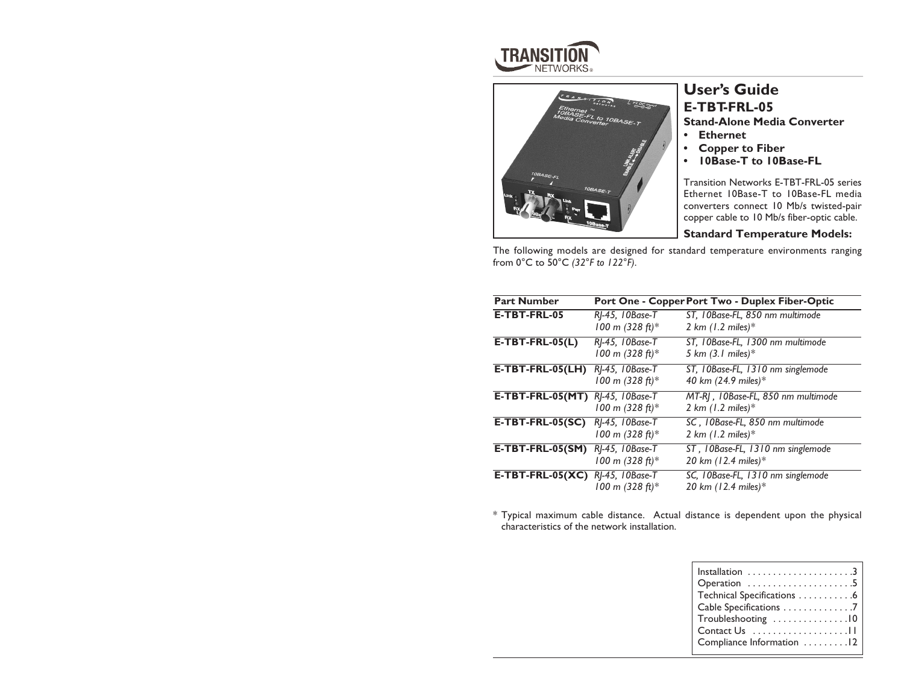TRANSITION NETWORKS

# User's Guide

## E-TBT-FRL-05

### Stand-Alone Media Converter

- **Ethernet**
- **Copper to Fiber**
- **10Base-T to 10Base-FL**

Transition Networks E-TBT-FRL-05 series Ethernet 10Base-T to 10Base-FL media converters connect 10 Mb/s twisted-pair copper cable to 10 Mb/s fiber-optic cable.

### Standard Temperature Models:

The following models are designed for standard temperature environments ranging from 0°C to 50°C *(32°F to 122°F)*.

| Part Number | Port One - Copper | Port Two - Duplex Fiber-Optic |
|---|---|---|
| **E-TBT-FRL-05** | *RJ-45, 10Base-T 100 m (328 ft)** | *ST, 10Base-FL, 850 nm multimode 2 km (1.2 miles)** |
| **E-TBT-FRL-05(L)** | *RJ-45, 10Base-T 100 m (328 ft)** | *ST, 10Base-FL, 1300 nm multimode 5 km (3.1 miles)** |
| **E-TBT-FRL-05(LH)** | *RJ-45, 10Base-T 100 m (328 ft)** | *ST, 10Base-FL, 1310 nm singlemode 40 km (24.9 miles)** |
| **E-TBT-FRL-05(MT)** | *RJ-45, 10Base-T 100 m (328 ft)** | *MT-RJ , 10Base-FL, 850 nm multimode 2 km (1.2 miles)** |
| **E-TBT-FRL-05(SC)** | *RJ-45, 10Base-T 100 m (328 ft)** | *SC , 10Base-FL, 850 nm multimode 2 km (1.2 miles)** |
| **E-TBT-FRL-05(SM)** | *RJ-45, 10Base-T 100 m (328 ft)** | *ST , 10Base-FL, 1310 nm singlemode 20 km (12.4 miles)** |
| **E-TBT-FRL-05(XC)** | *RJ-45, 10Base-T 100 m (328 ft)** | *SC, 10Base-FL, 1310 nm singlemode 20 km (12.4 miles)** |

\* Typical maximum cable distance. Actual distance is dependent upon the physical characteristics of the network installation.

| | |
|---|---|
| Installation | 3 |
| Operation | 5 |
| Technical Specifications | 6 |
| Cable Specifications | 7 |
| Troubleshooting | 10 |
| Contact Us | 11 |
| Compliance Information | 12 |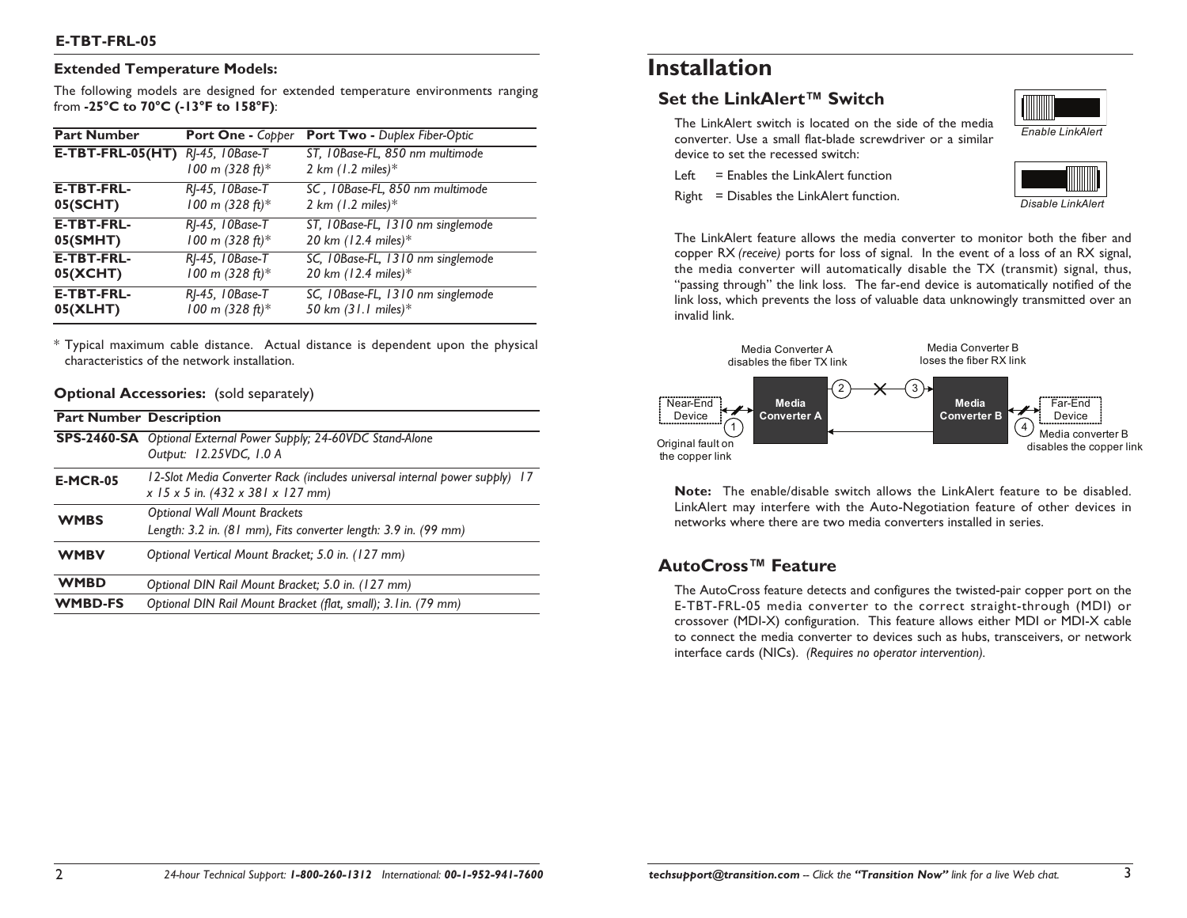**Extended Temperature Models:**

The following models are designed for extended temperature environments ranging from **-25°C to 70°C (-13°F to 158°F)**:

| Part Number | Port One - *Copper* | Port Two - *Duplex Fiber-Optic* |
|---|---|---|
| **E-TBT-FRL-05(HT)** | *RJ-45, 10Base-T 100 m (328 ft)** | *ST, 10Base-FL, 850 nm multimode 2 km (1.2 miles)** |
| **E-TBT-FRL-05(SCHT)** | *RJ-45, 10Base-T 100 m (328 ft)** | *SC , 10Base-FL, 850 nm multimode 2 km (1.2 miles)** |
| **E-TBT-FRL-05(SMHT)** | *RJ-45, 10Base-T 100 m (328 ft)** | *ST, 10Base-FL, 1310 nm singlemode 20 km (12.4 miles)** |
| **E-TBT-FRL-05(XCHT)** | *RJ-45, 10Base-T 100 m (328 ft)** | *SC, 10Base-FL, 1310 nm singlemode 20 km (12.4 miles)** |
| **E-TBT-FRL-05(XLHT)** | *RJ-45, 10Base-T 100 m (328 ft)** | *SC, 10Base-FL, 1310 nm singlemode 50 km (31.1 miles)** |

\* Typical maximum cable distance. Actual distance is dependent upon the physical characteristics of the network installation.

**Optional Accessories:** (sold separately)

| Part Number | Description |
|---|---|
| **SPS-2460-SA** | *Optional External Power Supply; 24-60VDC Stand-Alone Output: 12.25VDC, 1.0 A* |
| **E-MCR-05** | *12-Slot Media Converter Rack (includes universal internal power supply) 17 x 15 x 5 in. (432 x 381 x 127 mm)* |
| **WMBS** | *Optional Wall Mount Brackets Length: 3.2 in. (81 mm), Fits converter length: 3.9 in. (99 mm)* |
| **WMBV** | *Optional Vertical Mount Bracket; 5.0 in. (127 mm)* |
| **WMBD** | *Optional DIN Rail Mount Bracket; 5.0 in. (127 mm)* |
| **WMBD-FS** | *Optional DIN Rail Mount Bracket (flat, small); 3.1in. (79 mm)* |

# Installation

## Set the LinkAlert™ Switch

The LinkAlert switch is located on the side of the media converter. Use a small flat-blade screwdriver or a similar device to set the recessed switch:

Left = Enables the LinkAlert function

Right = Disables the LinkAlert function.

*Enable LinkAlert*

*Disable LinkAlert*

The LinkAlert feature allows the media converter to monitor both the fiber and copper RX *(receive)* ports for loss of signal. In the event of a loss of an RX signal, the media converter will automatically disable the TX (transmit) signal, thus, "passing through" the link loss. The far-end device is automatically notified of the link loss, which prevents the loss of valuable data unknowingly transmitted over an invalid link.

Near-End Device — (1) Original fault on the copper link — Media Converter A — (2) Media Converter A disables the fiber TX link — (3) Media Converter B loses the fiber RX link — Media Converter B — (4) Media converter B disables the copper link — Far-End Device

**Note:** The enable/disable switch allows the LinkAlert feature to be disabled. LinkAlert may interfere with the Auto-Negotiation feature of other devices in networks where there are two media converters installed in series.

## AutoCross™ Feature

The AutoCross feature detects and configures the twisted-pair copper port on the E-TBT-FRL-05 media converter to the correct straight-through (MDI) or crossover (MDI-X) configuration. This feature allows either MDI or MDI-X cable to connect the media converter to devices such as hubs, transceivers, or network interface cards (NICs). *(Requires no operator intervention).*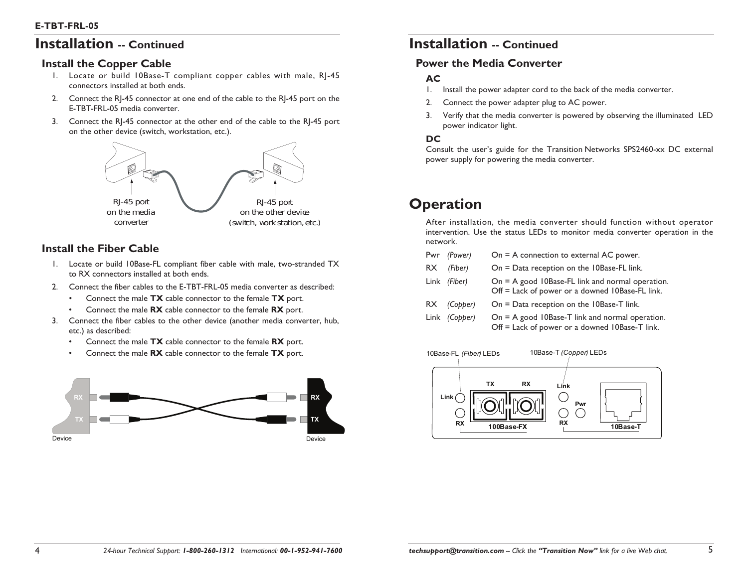# Installation -- Continued

## Install the Copper Cable

1. Locate or build 10Base-T compliant copper cables with male, RJ-45 connectors installed at both ends.
2. Connect the RJ-45 connector at one end of the cable to the RJ-45 port on the E-TBT-FRL-05 media converter.
3. Connect the RJ-45 connector at the other end of the cable to the RJ-45 port on the other device (switch, workstation, etc.).

RJ-45 port on the media converter

RJ-45 port on the other device (switch, work station, etc.)

## Install the Fiber Cable

1. Locate or build 10Base-FL compliant fiber cable with male, two-stranded TX to RX connectors installed at both ends.
2. Connect the fiber cables to the E-TBT-FRL-05 media converter as described:
   - Connect the male **TX** cable connector to the female **TX** port.
   - Connect the male **RX** cable connector to the female **RX** port.
3. Connect the fiber cables to the other device (another media converter, hub, etc.) as described:
   - Connect the male **TX** cable connector to the female **RX** port.
   - Connect the male **RX** cable connector to the female **TX** port.

# Installation -- Continued

## Power the Media Converter

### AC

1. Install the power adapter cord to the back of the media converter.
2. Connect the power adapter plug to AC power.
3. Verify that the media converter is powered by observing the illuminated LED power indicator light.

### DC

Consult the user's guide for the Transition Networks SPS2460-xx DC external power supply for powering the media converter.

# Operation

After installation, the media converter should function without operator intervention. Use the status LEDs to monitor media converter operation in the network.

| LED | | Description |
|---|---|---|
| Pwr | *(Power)* | On = A connection to external AC power. |
| RX | *(Fiber)* | On = Data reception on the 10Base-FL link. |
| Link | *(Fiber)* | On = A good 10Base-FL link and normal operation.<br>Off = Lack of power or a downed 10Base-FL link. |
| RX | *(Copper)* | On = Data reception on the 10Base-T link. |
| Link | *(Copper)* | On = A good 10Base-T link and normal operation.<br>Off = Lack of power or a downed 10Base-T link. |

10Base-FL *(Fiber)* LEDs

10Base-T *(Copper)* LEDs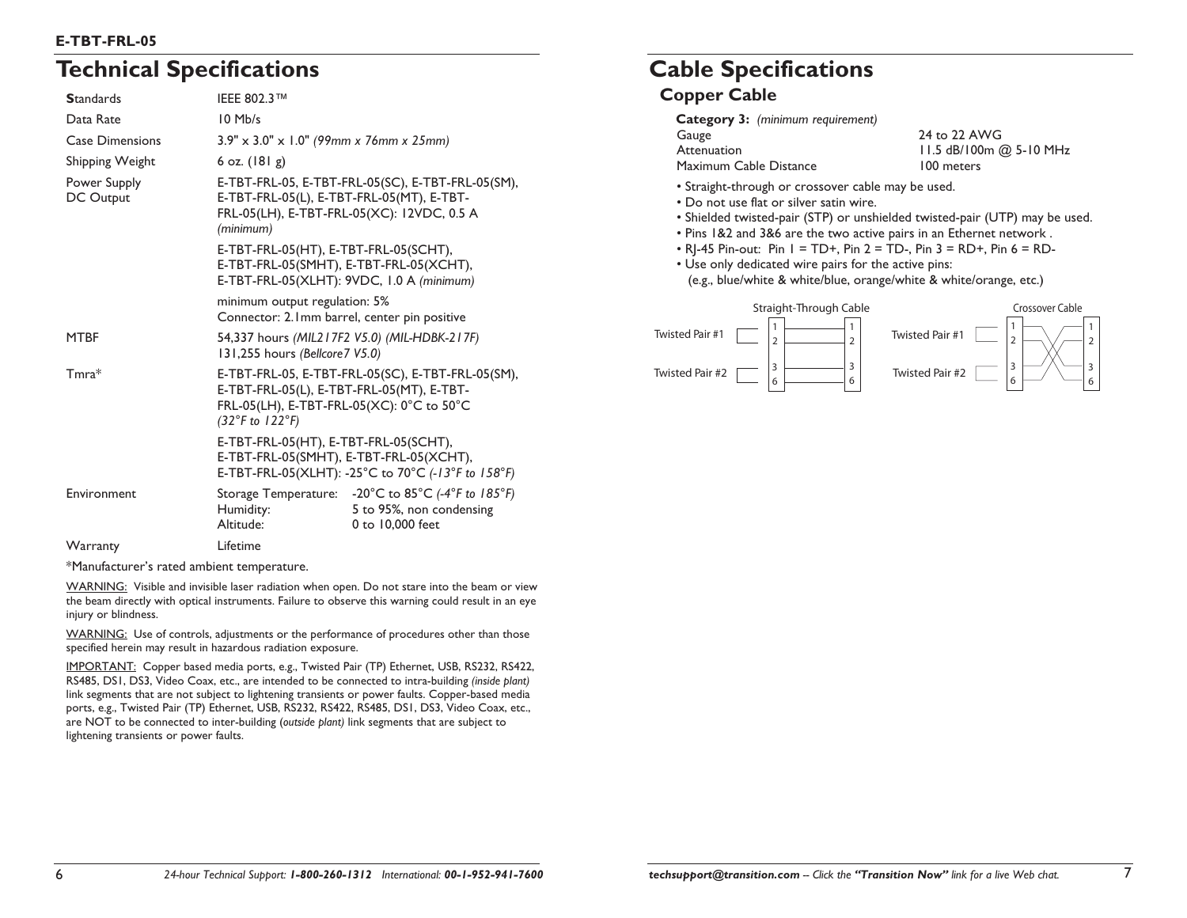**E-TBT-FRL-05**

# Technical Specifications

| | |
|---|---|
| **S**tandards | IEEE 802.3™ |
| Data Rate | 10 Mb/s |
| Case Dimensions | 3.9" x 3.0" x 1.0" *(99mm x 76mm x 25mm)* |
| Shipping Weight | 6 oz. (181 g) |
| Power Supply DC Output | E-TBT-FRL-05, E-TBT-FRL-05(SC), E-TBT-FRL-05(SM), E-TBT-FRL-05(L), E-TBT-FRL-05(MT), E-TBT-FRL-05(LH), E-TBT-FRL-05(XC): 12VDC, 0.5 A *(minimum)* |
| | E-TBT-FRL-05(HT), E-TBT-FRL-05(SCHT), E-TBT-FRL-05(SMHT), E-TBT-FRL-05(XCHT), E-TBT-FRL-05(XLHT): 9VDC, 1.0 A *(minimum)* |
| | minimum output regulation: 5% Connector: 2.1mm barrel, center pin positive |
| MTBF | 54,337 hours *(MIL217F2 V5.0) (MIL-HDBK-217F)* 131,255 hours *(Bellcore7 V5.0)* |
| Tmra* | E-TBT-FRL-05, E-TBT-FRL-05(SC), E-TBT-FRL-05(SM), E-TBT-FRL-05(L), E-TBT-FRL-05(MT), E-TBT-FRL-05(LH), E-TBT-FRL-05(XC): 0°C to 50°C *(32°F to 122°F)* |
| | E-TBT-FRL-05(HT), E-TBT-FRL-05(SCHT), E-TBT-FRL-05(SMHT), E-TBT-FRL-05(XCHT), E-TBT-FRL-05(XLHT): -25°C to 70°C *(-13°F to 158°F)* |
| Environment | Storage Temperature: -20°C to 85°C *(-4°F to 185°F)* Humidity: 5 to 95%, non condensing Altitude: 0 to 10,000 feet |
| Warranty | Lifetime |

*Manufacturer's rated ambient temperature.

WARNING: Visible and invisible laser radiation when open. Do not stare into the beam or view the beam directly with optical instruments. Failure to observe this warning could result in an eye injury or blindness.

WARNING: Use of controls, adjustments or the performance of procedures other than those specified herein may result in hazardous radiation exposure.

IMPORTANT: Copper based media ports, e.g., Twisted Pair (TP) Ethernet, USB, RS232, RS422, RS485, DS1, DS3, Video Coax, etc., are intended to be connected to intra-building *(inside plant)* link segments that are not subject to lightening transients or power faults. Copper-based media ports, e.g., Twisted Pair (TP) Ethernet, USB, RS232, RS422, RS485, DS1, DS3, Video Coax, etc., are NOT to be connected to inter-building (*outside plant)* link segments that are subject to lightening transients or power faults.

# Cable Specifications

## Copper Cable

**Category 3:** *(minimum requirement)*

| | |
|---|---|
| Gauge | 24 to 22 AWG |
| Attenuation | 11.5 dB/100m @ 5-10 MHz |
| Maximum Cable Distance | 100 meters |

- Straight-through or crossover cable may be used.
- Do not use flat or silver satin wire.
- Shielded twisted-pair (STP) or unshielded twisted-pair (UTP) may be used.
- Pins 1&2 and 3&6 are the two active pairs in an Ethernet network .
- RJ-45 Pin-out: Pin 1 = TD+, Pin 2 = TD-, Pin 3 = RD+, Pin 6 = RD-
- Use only dedicated wire pairs for the active pins:
  (e.g., blue/white & white/blue, orange/white & white/orange, etc.)

Straight-Through Cable: Twisted Pair #1 (1, 2 → 1, 2); Twisted Pair #2 (3, 6 → 3, 6)

Crossover Cable: Twisted Pair #1 (1, 2 → 3, 6); Twisted Pair #2 (3, 6 → 1, 2)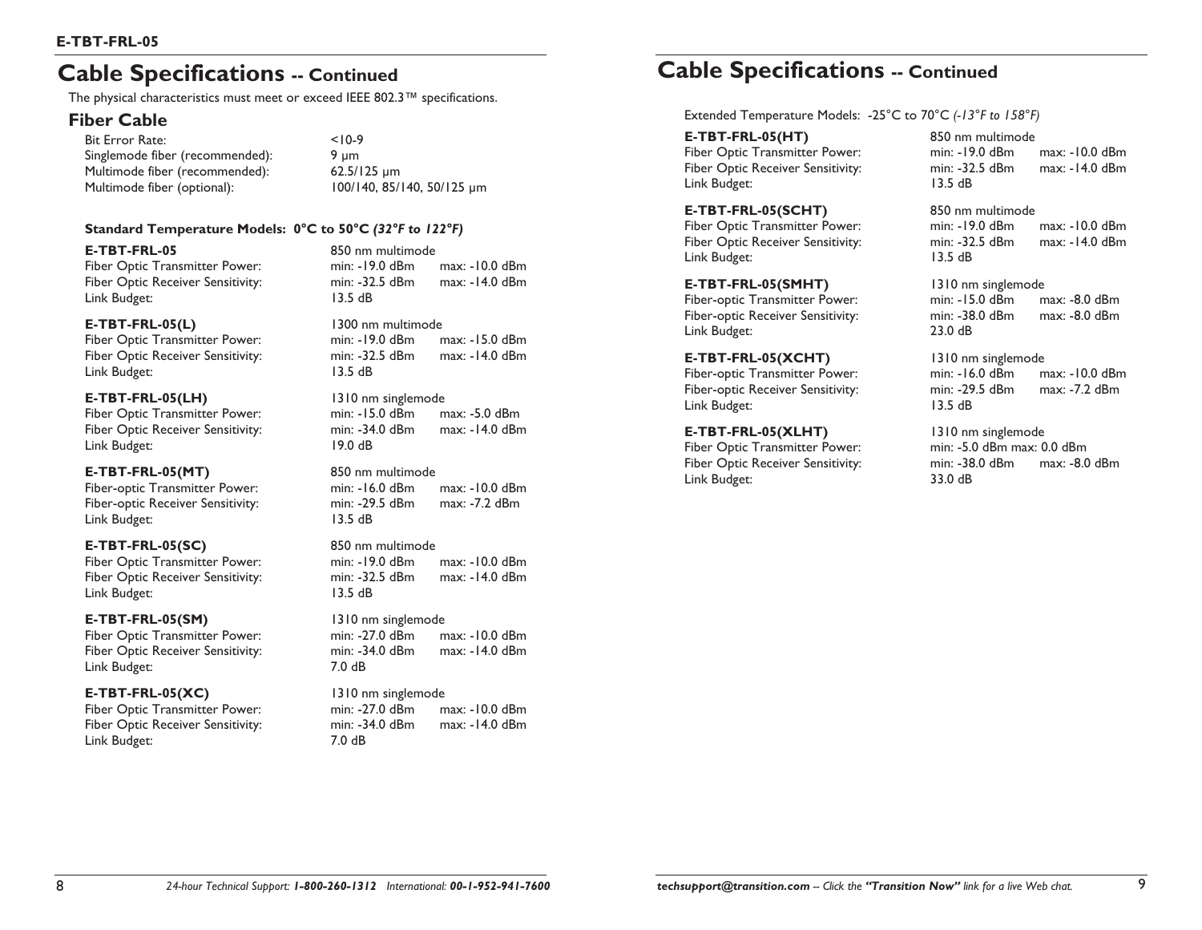## Cable Specifications -- Continued

The physical characteristics must meet or exceed IEEE 802.3™ specifications.

### Fiber Cable

| | |
|---|---|
| Bit Error Rate: | <10-9 |
| Singlemode fiber (recommended): | 9 μm |
| Multimode fiber (recommended): | 62.5/125 μm |
| Multimode fiber (optional): | 100/140, 85/140, 50/125 μm |

**Standard Temperature Models: 0°C to 50°C *(32°F to 122°F)***

| | | |
|---|---|---|
| **E-TBT-FRL-05** | 850 nm multimode | |
| Fiber Optic Transmitter Power: | min: -19.0 dBm | max: -10.0 dBm |
| Fiber Optic Receiver Sensitivity: | min: -32.5 dBm | max: -14.0 dBm |
| Link Budget: | 13.5 dB | |
| **E-TBT-FRL-05(L)** | 1300 nm multimode | |
| Fiber Optic Transmitter Power: | min: -19.0 dBm | max: -15.0 dBm |
| Fiber Optic Receiver Sensitivity: | min: -32.5 dBm | max: -14.0 dBm |
| Link Budget: | 13.5 dB | |
| **E-TBT-FRL-05(LH)** | 1310 nm singlemode | |
| Fiber Optic Transmitter Power: | min: -15.0 dBm | max: -5.0 dBm |
| Fiber Optic Receiver Sensitivity: | min: -34.0 dBm | max: -14.0 dBm |
| Link Budget: | 19.0 dB | |
| **E-TBT-FRL-05(MT)** | 850 nm multimode | |
| Fiber-optic Transmitter Power: | min: -16.0 dBm | max: -10.0 dBm |
| Fiber-optic Receiver Sensitivity: | min: -29.5 dBm | max: -7.2 dBm |
| Link Budget: | 13.5 dB | |
| **E-TBT-FRL-05(SC)** | 850 nm multimode | |
| Fiber Optic Transmitter Power: | min: -19.0 dBm | max: -10.0 dBm |
| Fiber Optic Receiver Sensitivity: | min: -32.5 dBm | max: -14.0 dBm |
| Link Budget: | 13.5 dB | |
| **E-TBT-FRL-05(SM)** | 1310 nm singlemode | |
| Fiber Optic Transmitter Power: | min: -27.0 dBm | max: -10.0 dBm |
| Fiber Optic Receiver Sensitivity: | min: -34.0 dBm | max: -14.0 dBm |
| Link Budget: | 7.0 dB | |
| **E-TBT-FRL-05(XC)** | 1310 nm singlemode | |
| Fiber Optic Transmitter Power: | min: -27.0 dBm | max: -10.0 dBm |
| Fiber Optic Receiver Sensitivity: | min: -34.0 dBm | max: -14.0 dBm |
| Link Budget: | 7.0 dB | |

## Cable Specifications -- Continued

Extended Temperature Models: -25°C to 70°C *(-13°F to 158°F)*

| | | |
|---|---|---|
| **E-TBT-FRL-05(HT)** | 850 nm multimode | |
| Fiber Optic Transmitter Power: | min: -19.0 dBm | max: -10.0 dBm |
| Fiber Optic Receiver Sensitivity: | min: -32.5 dBm | max: -14.0 dBm |
| Link Budget: | 13.5 dB | |
| **E-TBT-FRL-05(SCHT)** | 850 nm multimode | |
| Fiber Optic Transmitter Power: | min: -19.0 dBm | max: -10.0 dBm |
| Fiber Optic Receiver Sensitivity: | min: -32.5 dBm | max: -14.0 dBm |
| Link Budget: | 13.5 dB | |
| **E-TBT-FRL-05(SMHT)** | 1310 nm singlemode | |
| Fiber-optic Transmitter Power: | min: -15.0 dBm | max: -8.0 dBm |
| Fiber-optic Receiver Sensitivity: | min: -38.0 dBm | max: -8.0 dBm |
| Link Budget: | 23.0 dB | |
| **E-TBT-FRL-05(XCHT)** | 1310 nm singlemode | |
| Fiber-optic Transmitter Power: | min: -16.0 dBm | max: -10.0 dBm |
| Fiber-optic Receiver Sensitivity: | min: -29.5 dBm | max: -7.2 dBm |
| Link Budget: | 13.5 dB | |
| **E-TBT-FRL-05(XLHT)** | 1310 nm singlemode | |
| Fiber Optic Transmitter Power: | min: -5.0 dBm | max: 0.0 dBm |
| Fiber Optic Receiver Sensitivity: | min: -38.0 dBm | max: -8.0 dBm |
| Link Budget: | 33.0 dB | |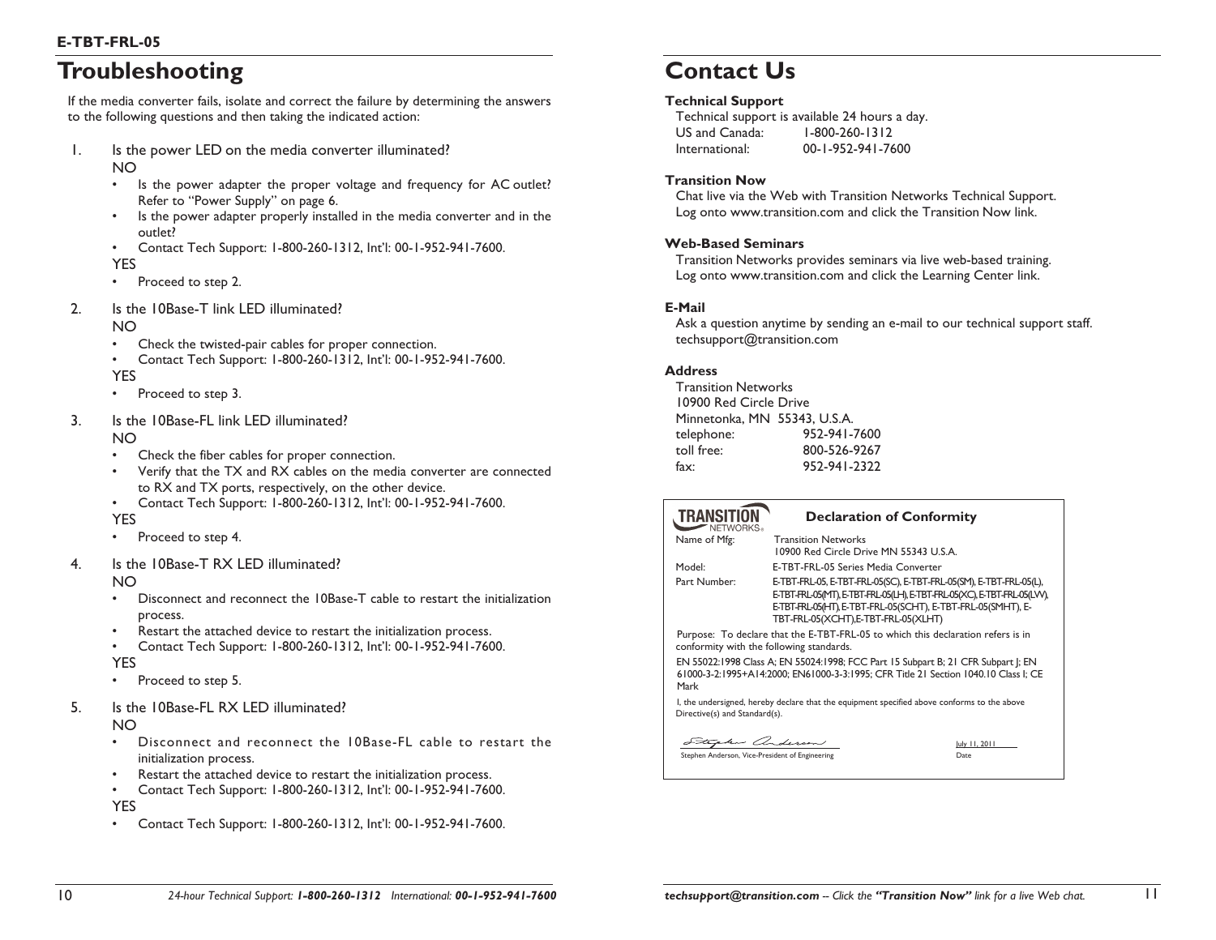## Troubleshooting

If the media converter fails, isolate and correct the failure by determining the answers to the following questions and then taking the indicated action:

1. Is the power LED on the media converter illuminated?
   NO
   - Is the power adapter the proper voltage and frequency for AC outlet? Refer to "Power Supply" on page 6.
   - Is the power adapter properly installed in the media converter and in the outlet?
   - Contact Tech Support: 1-800-260-1312, Int'l: 00-1-952-941-7600.

   YES
   - Proceed to step 2.

2. Is the 10Base-T link LED illuminated?
   NO
   - Check the twisted-pair cables for proper connection.
   - Contact Tech Support: 1-800-260-1312, Int'l: 00-1-952-941-7600.

   YES
   - Proceed to step 3.

3. Is the 10Base-FL link LED illuminated?
   NO
   - Check the fiber cables for proper connection.
   - Verify that the TX and RX cables on the media converter are connected to RX and TX ports, respectively, on the other device.
   - Contact Tech Support: 1-800-260-1312, Int'l: 00-1-952-941-7600.

   YES
   - Proceed to step 4.

4. Is the 10Base-T RX LED illuminated?
   NO
   - Disconnect and reconnect the 10Base-T cable to restart the initialization process.
   - Restart the attached device to restart the initialization process.
   - Contact Tech Support: 1-800-260-1312, Int'l: 00-1-952-941-7600.

   YES
   - Proceed to step 5.

5. Is the 10Base-FL RX LED illuminated?
   NO
   - Disconnect and reconnect the 10Base-FL cable to restart the initialization process.
   - Restart the attached device to restart the initialization process.
   - Contact Tech Support: 1-800-260-1312, Int'l: 00-1-952-941-7600.

   YES
   - Contact Tech Support: 1-800-260-1312, Int'l: 00-1-952-941-7600.

## Contact Us

**Technical Support**

Technical support is available 24 hours a day.

| | |
|---|---|
| US and Canada: | 1-800-260-1312 |
| International: | 00-1-952-941-7600 |

**Transition Now**

Chat live via the Web with Transition Networks Technical Support.
Log onto www.transition.com and click the Transition Now link.

**Web-Based Seminars**

Transition Networks provides seminars via live web-based training.
Log onto www.transition.com and click the Learning Center link.

**E-Mail**

Ask a question anytime by sending an e-mail to our technical support staff.
techsupport@transition.com

**Address**

Transition Networks
10900 Red Circle Drive
Minnetonka, MN 55343, U.S.A.

| | |
|---|---|
| telephone: | 952-941-7600 |
| toll free: | 800-526-9267 |
| fax: | 952-941-2322 |

TRANSITION NETWORKS®

**Declaration of Conformity**

| | |
|---|---|
| Name of Mfg: | Transition Networks<br>10900 Red Circle Drive MN 55343 U.S.A. |
| Model: | E-TBT-FRL-05 Series Media Converter |
| Part Number: | E-TBT-FRL-05, E-TBT-FRL-05(SC), E-TBT-FRL-05(SM), E-TBT-FRL-05(L), E-TBT-FRL-05(MT), E-TBT-FRL-05(LH), E-TBT-FRL-05(XC), E-TBT-FRL-05(LW), E-TBT-FRL-05(HT), E-TBT-FRL-05(SCHT), E-TBT-FRL-05(SMHT), E-TBT-FRL-05(XCHT),E-TBT-FRL-05(XLHT) |

Purpose: To declare that the E-TBT-FRL-05 to which this declaration refers is in conformity with the following standards.

EN 55022:1998 Class A; EN 55024:1998; FCC Part 15 Subpart B; 21 CFR Subpart J; EN 61000-3-2:1995+A14:2000; EN61000-3-3:1995; CFR Title 21 Section 1040.10 Class I; CE Mark

I, the undersigned, hereby declare that the equipment specified above conforms to the above Directive(s) and Standard(s).

Stephen Anderson, Vice-President of Engineering — Date: July 11, 2011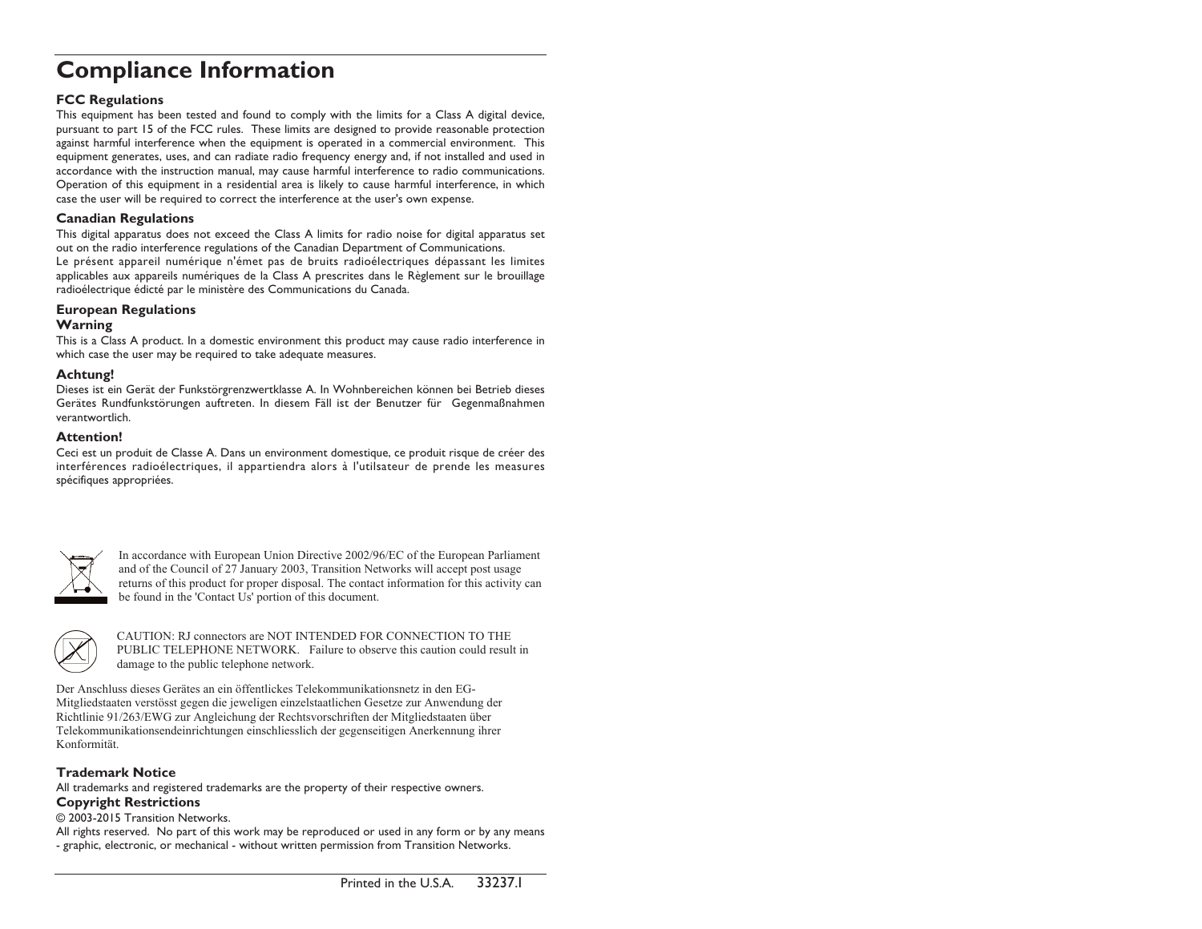# Compliance Information

### FCC Regulations

This equipment has been tested and found to comply with the limits for a Class A digital device, pursuant to part 15 of the FCC rules. These limits are designed to provide reasonable protection against harmful interference when the equipment is operated in a commercial environment. This equipment generates, uses, and can radiate radio frequency energy and, if not installed and used in accordance with the instruction manual, may cause harmful interference to radio communications. Operation of this equipment in a residential area is likely to cause harmful interference, in which case the user will be required to correct the interference at the user's own expense.

### Canadian Regulations

This digital apparatus does not exceed the Class A limits for radio noise for digital apparatus set out on the radio interference regulations of the Canadian Department of Communications.

Le présent appareil numérique n'émet pas de bruits radioélectriques dépassant les limites applicables aux appareils numériques de la Class A prescrites dans le Règlement sur le brouillage radioélectrique édicté par le ministère des Communications du Canada.

### European Regulations

### Warning

This is a Class A product. In a domestic environment this product may cause radio interference in which case the user may be required to take adequate measures.

### Achtung!

Dieses ist ein Gerät der Funkstörgrenzwertklasse A. In Wohnbereichen können bei Betrieb dieses Gerätes Rundfunkstörungen auftreten. In diesem Fäll ist der Benutzer für Gegenmaßnahmen verantwortlich.

### Attention!

Ceci est un produit de Classe A. Dans un environment domestique, ce produit risque de créer des interférences radioélectriques, il appartiendra alors à l'utilsateur de prende les measures spécifiques appropriées.

In accordance with European Union Directive 2002/96/EC of the European Parliament and of the Council of 27 January 2003, Transition Networks will accept post usage returns of this product for proper disposal. The contact information for this activity can be found in the 'Contact Us' portion of this document.

CAUTION: RJ connectors are NOT INTENDED FOR CONNECTION TO THE PUBLIC TELEPHONE NETWORK. Failure to observe this caution could result in damage to the public telephone network.

Der Anschluss dieses Gerätes an ein öffentlickes Telekommunikationsnetz in den EG-Mitgliedstaaten verstösst gegen die jeweligen einzelstaatlichen Gesetze zur Anwendung der Richtlinie 91/263/EWG zur Angleichung der Rechtsvorschriften der Mitgliedstaaten über Telekommunikationsendeinrichtungen einschliesslich der gegenseitigen Anerkennung ihrer Konformität.

### Trademark Notice

All trademarks and registered trademarks are the property of their respective owners.

### Copyright Restrictions

© 2003-2015 Transition Networks.

All rights reserved. No part of this work may be reproduced or used in any form or by any means - graphic, electronic, or mechanical - without written permission from Transition Networks.

Printed in the U.S.A. 33237.I